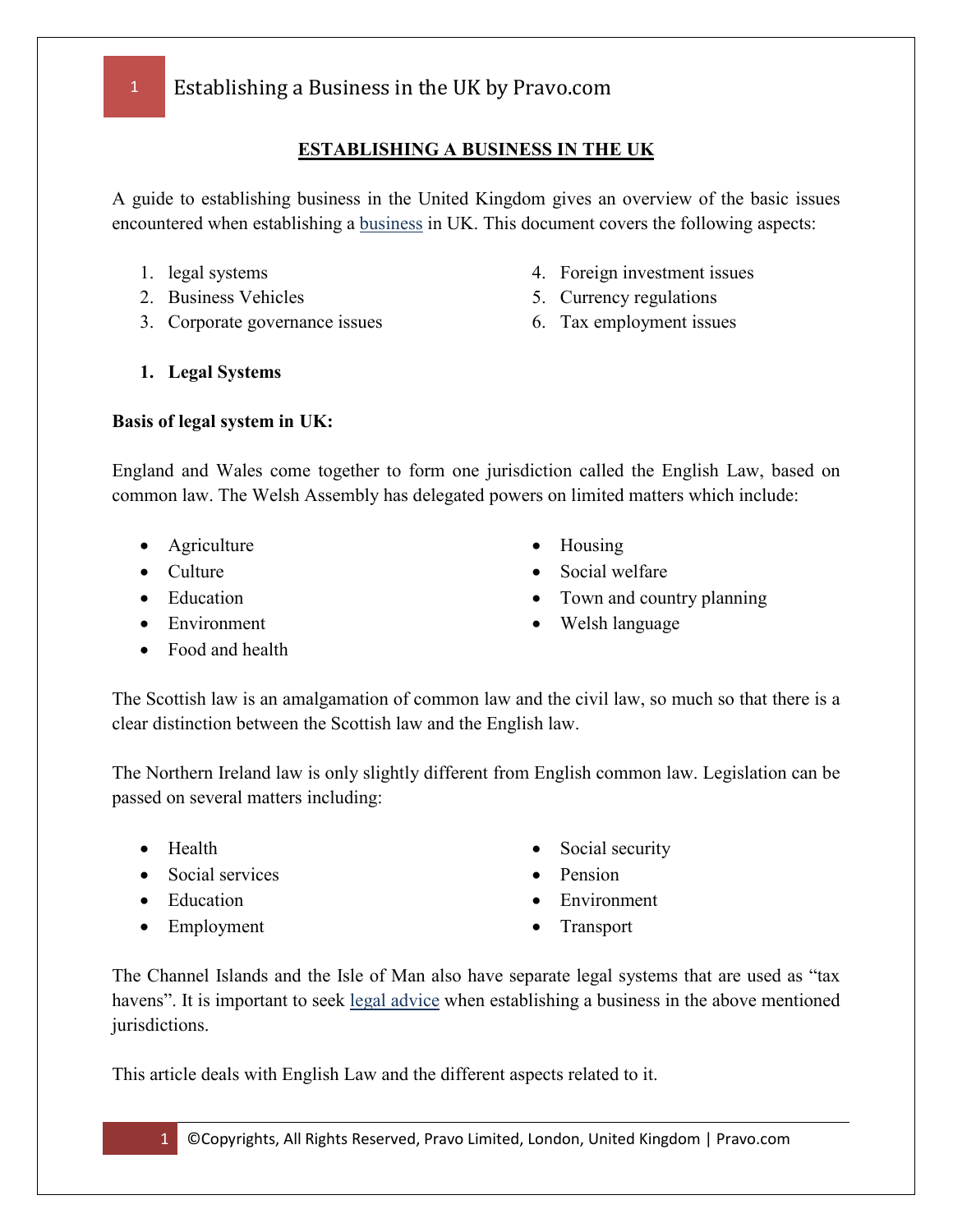# ESTABLISHING A BUSINESS IN THE UK

A guide to establishing business in the United Kingdom gives an overview of the basic issues encountered when establishing a business in UK. This document covers the following aspects:

1. legal systems
2. Business Vehicles
3. Corporate governance issues
4. Foreign investment issues
5. Currency regulations
6. Tax employment issues

## 1. Legal Systems

**Basis of legal system in UK:**

England and Wales come together to form one jurisdiction called the English Law, based on common law. The Welsh Assembly has delegated powers on limited matters which include:

- Agriculture
- Culture
- Education
- Environment
- Food and health
- Housing
- Social welfare
- Town and country planning
- Welsh language

The Scottish law is an amalgamation of common law and the civil law, so much so that there is a clear distinction between the Scottish law and the English law.

The Northern Ireland law is only slightly different from English common law. Legislation can be passed on several matters including:

- Health
- Social services
- Education
- Employment
- Social security
- Pension
- Environment
- Transport

The Channel Islands and the Isle of Man also have separate legal systems that are used as "tax havens". It is important to seek legal advice when establishing a business in the above mentioned jurisdictions.

This article deals with English Law and the different aspects related to it.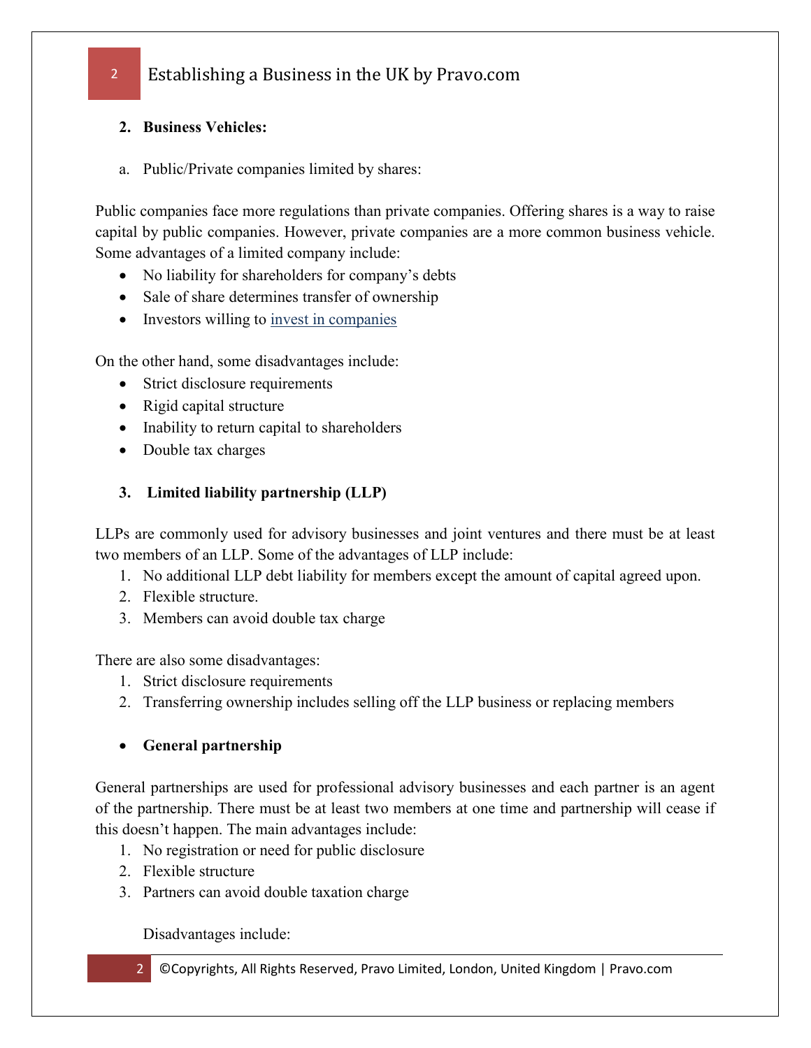**2. Business Vehicles:**

a. Public/Private companies limited by shares:

Public companies face more regulations than private companies. Offering shares is a way to raise capital by public companies. However, private companies are a more common business vehicle. Some advantages of a limited company include:

- No liability for shareholders for company's debts
- Sale of share determines transfer of ownership
- Investors willing to invest in companies

On the other hand, some disadvantages include:

- Strict disclosure requirements
- Rigid capital structure
- Inability to return capital to shareholders
- Double tax charges

**3. Limited liability partnership (LLP)**

LLPs are commonly used for advisory businesses and joint ventures and there must be at least two members of an LLP. Some of the advantages of LLP include:

1. No additional LLP debt liability for members except the amount of capital agreed upon.
2. Flexible structure.
3. Members can avoid double tax charge

There are also some disadvantages:

1. Strict disclosure requirements
2. Transferring ownership includes selling off the LLP business or replacing members

- **General partnership**

General partnerships are used for professional advisory businesses and each partner is an agent of the partnership. There must be at least two members at one time and partnership will cease if this doesn't happen. The main advantages include:

1. No registration or need for public disclosure
2. Flexible structure
3. Partners can avoid double taxation charge

Disadvantages include: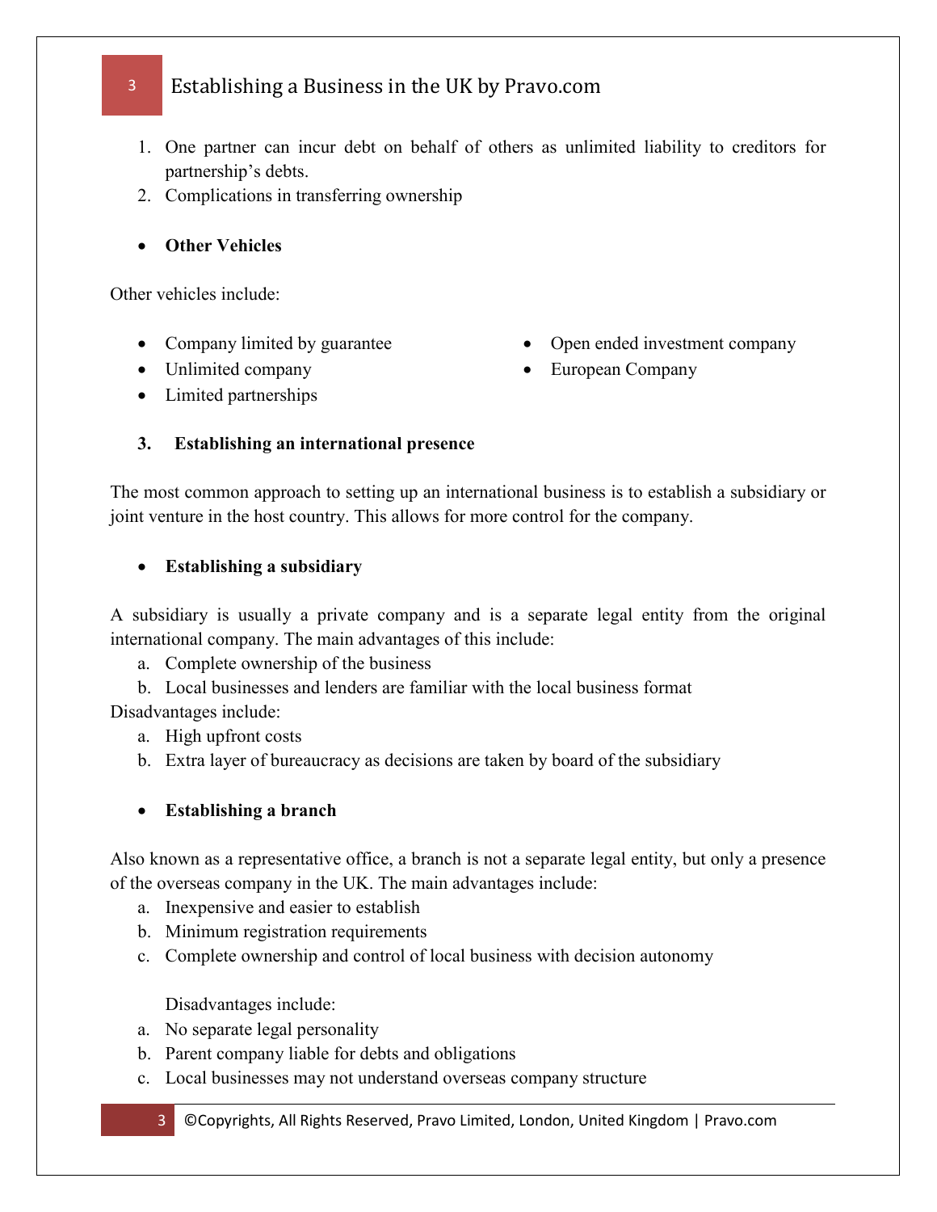1. One partner can incur debt on behalf of others as unlimited liability to creditors for partnership's debts.
2. Complications in transferring ownership

- **Other Vehicles**

Other vehicles include:

- Company limited by guarantee
- Unlimited company
- Limited partnerships
- Open ended investment company
- European Company

## 3. Establishing an international presence

The most common approach to setting up an international business is to establish a subsidiary or joint venture in the host country. This allows for more control for the company.

- **Establishing a subsidiary**

A subsidiary is usually a private company and is a separate legal entity from the original international company. The main advantages of this include:

a. Complete ownership of the business
b. Local businesses and lenders are familiar with the local business format

Disadvantages include:

a. High upfront costs
b. Extra layer of bureaucracy as decisions are taken by board of the subsidiary

- **Establishing a branch**

Also known as a representative office, a branch is not a separate legal entity, but only a presence of the overseas company in the UK. The main advantages include:

a. Inexpensive and easier to establish
b. Minimum registration requirements
c. Complete ownership and control of local business with decision autonomy

Disadvantages include:

a. No separate legal personality
b. Parent company liable for debts and obligations
c. Local businesses may not understand overseas company structure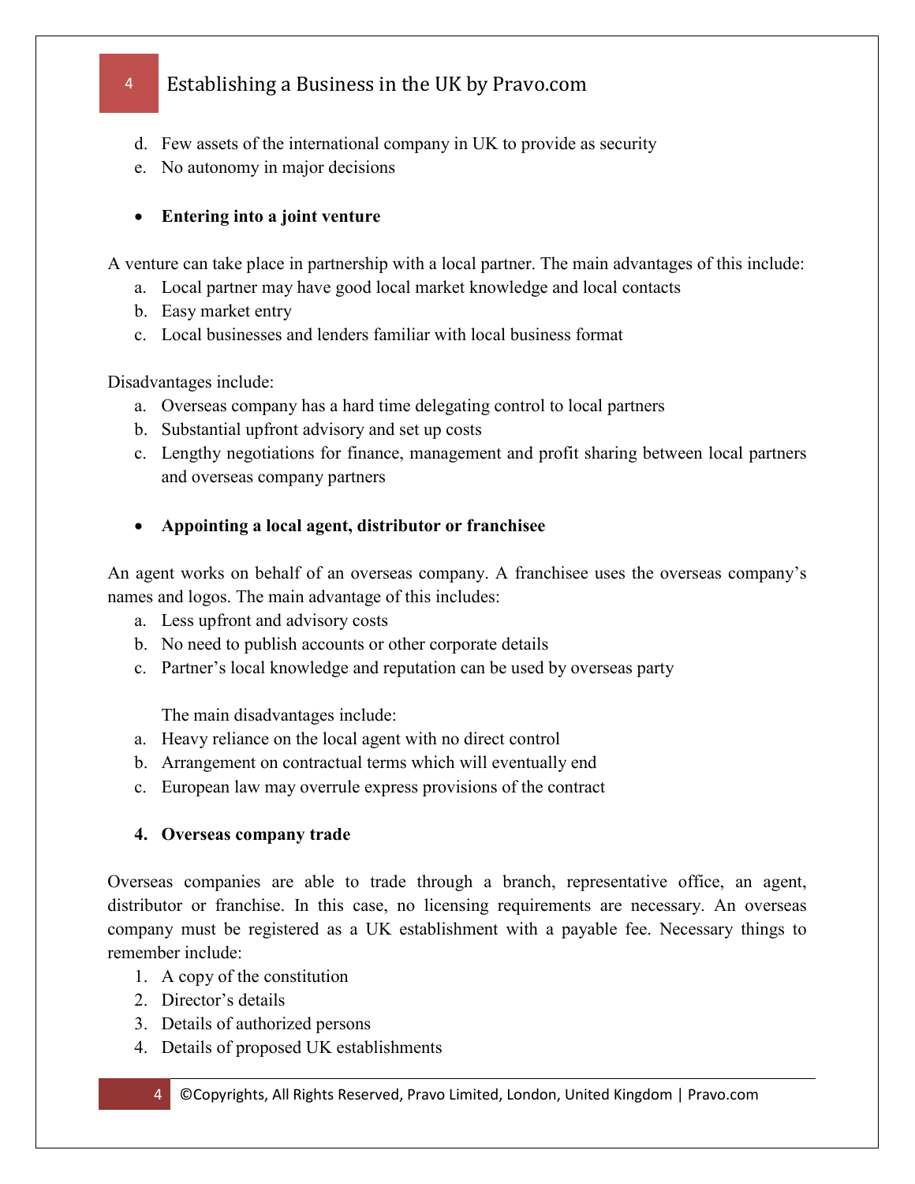d. Few assets of the international company in UK to provide as security
e. No autonomy in major decisions

- **Entering into a joint venture**

A venture can take place in partnership with a local partner. The main advantages of this include:

a. Local partner may have good local market knowledge and local contacts
b. Easy market entry
c. Local businesses and lenders familiar with local business format

Disadvantages include:

a. Overseas company has a hard time delegating control to local partners
b. Substantial upfront advisory and set up costs
c. Lengthy negotiations for finance, management and profit sharing between local partners and overseas company partners

- **Appointing a local agent, distributor or franchisee**

An agent works on behalf of an overseas company. A franchisee uses the overseas company's names and logos. The main advantage of this includes:

a. Less upfront and advisory costs
b. No need to publish accounts or other corporate details
c. Partner's local knowledge and reputation can be used by overseas party

The main disadvantages include:

a. Heavy reliance on the local agent with no direct control
b. Arrangement on contractual terms which will eventually end
c. European law may overrule express provisions of the contract

**4. Overseas company trade**

Overseas companies are able to trade through a branch, representative office, an agent, distributor or franchise. In this case, no licensing requirements are necessary. An overseas company must be registered as a UK establishment with a payable fee. Necessary things to remember include:

1. A copy of the constitution
2. Director's details
3. Details of authorized persons
4. Details of proposed UK establishments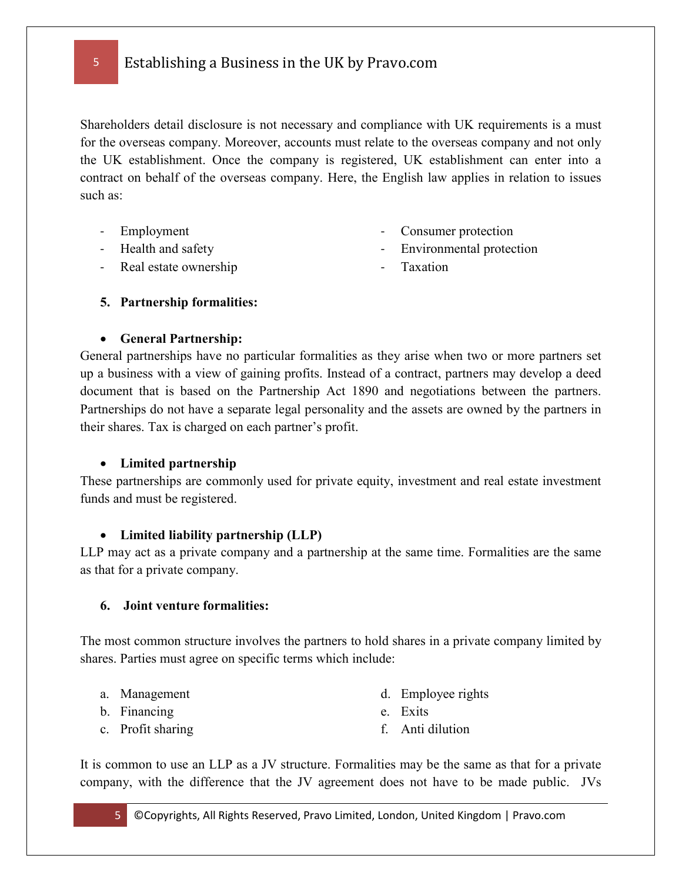Shareholders detail disclosure is not necessary and compliance with UK requirements is a must for the overseas company. Moreover, accounts must relate to the overseas company and not only the UK establishment. Once the company is registered, UK establishment can enter into a contract on behalf of the overseas company. Here, the English law applies in relation to issues such as:

- Employment
- Health and safety
- Real estate ownership
- Consumer protection
- Environmental protection
- Taxation

**5. Partnership formalities:**

- **General Partnership:**

General partnerships have no particular formalities as they arise when two or more partners set up a business with a view of gaining profits. Instead of a contract, partners may develop a deed document that is based on the Partnership Act 1890 and negotiations between the partners. Partnerships do not have a separate legal personality and the assets are owned by the partners in their shares. Tax is charged on each partner's profit.

- **Limited partnership**

These partnerships are commonly used for private equity, investment and real estate investment funds and must be registered.

- **Limited liability partnership (LLP)**

LLP may act as a private company and a partnership at the same time. Formalities are the same as that for a private company.

**6. Joint venture formalities:**

The most common structure involves the partners to hold shares in a private company limited by shares. Parties must agree on specific terms which include:

a. Management
b. Financing
c. Profit sharing
d. Employee rights
e. Exits
f. Anti dilution

It is common to use an LLP as a JV structure. Formalities may be the same as that for a private company, with the difference that the JV agreement does not have to be made public. JVs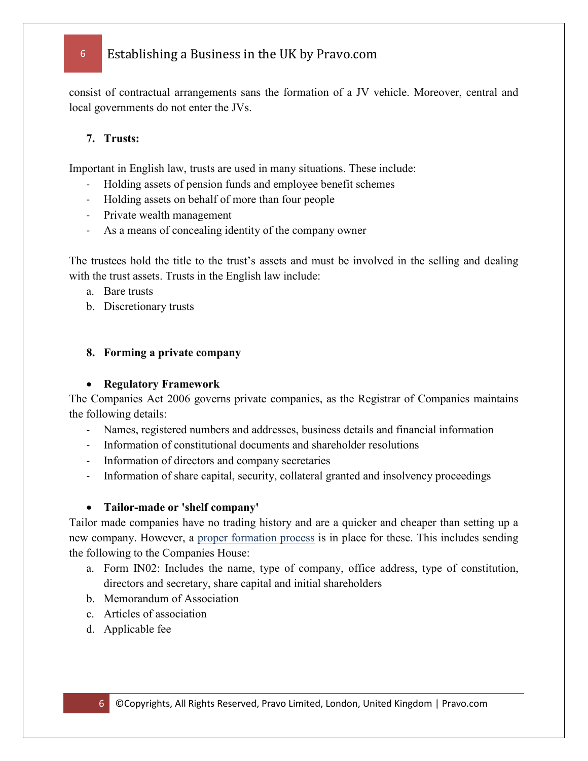consist of contractual arrangements sans the formation of a JV vehicle. Moreover, central and local governments do not enter the JVs.

7. **Trusts:**

Important in English law, trusts are used in many situations. These include:

- Holding assets of pension funds and employee benefit schemes
- Holding assets on behalf of more than four people
- Private wealth management
- As a means of concealing identity of the company owner

The trustees hold the title to the trust's assets and must be involved in the selling and dealing with the trust assets. Trusts in the English law include:

a. Bare trusts
b. Discretionary trusts

8. **Forming a private company**

- **Regulatory Framework**

The Companies Act 2006 governs private companies, as the Registrar of Companies maintains the following details:

- Names, registered numbers and addresses, business details and financial information
- Information of constitutional documents and shareholder resolutions
- Information of directors and company secretaries
- Information of share capital, security, collateral granted and insolvency proceedings

- **Tailor-made or 'shelf company'**

Tailor made companies have no trading history and are a quicker and cheaper than setting up a new company. However, a proper formation process is in place for these. This includes sending the following to the Companies House:

a. Form IN02: Includes the name, type of company, office address, type of constitution, directors and secretary, share capital and initial shareholders
b. Memorandum of Association
c. Articles of association
d. Applicable fee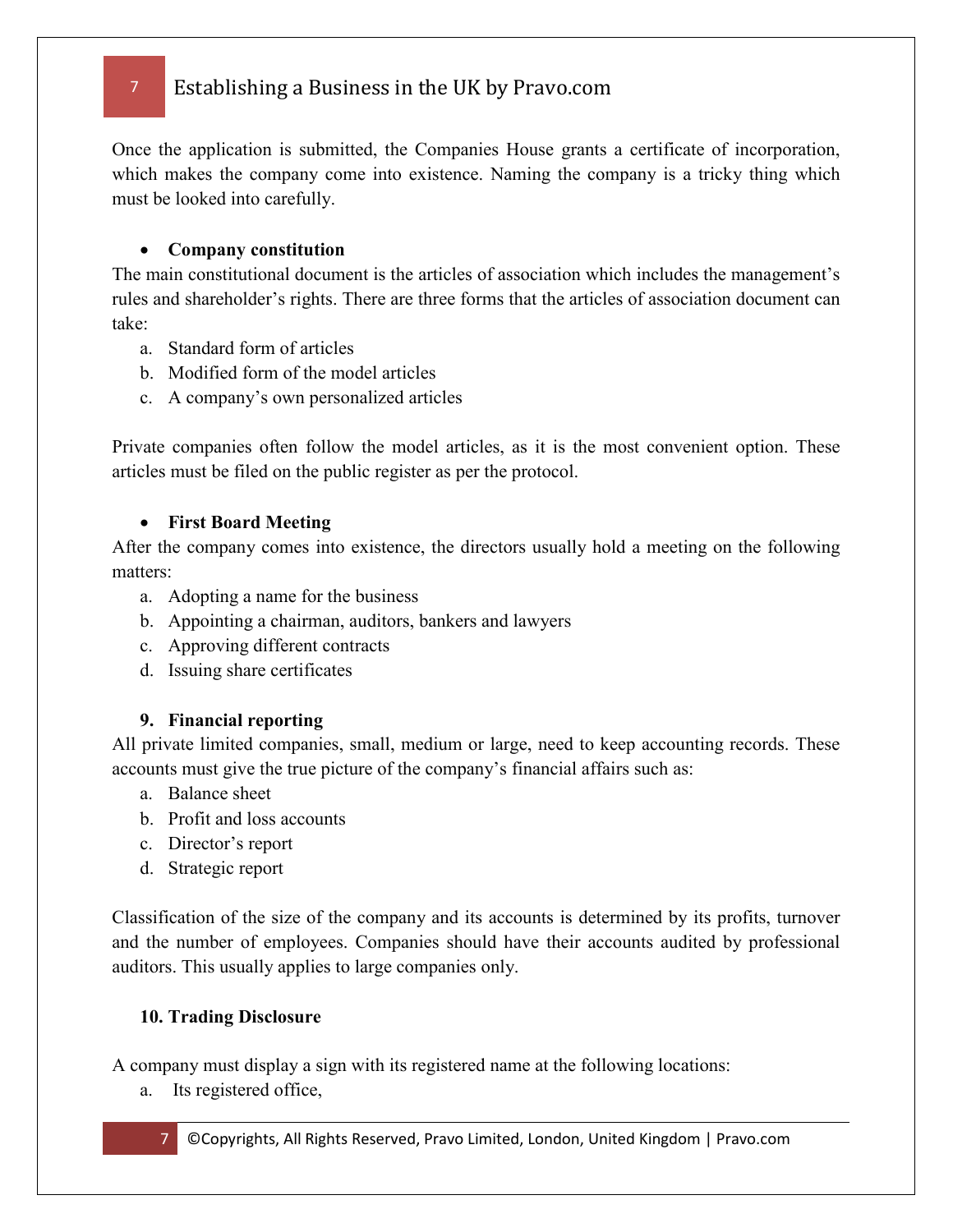Once the application is submitted, the Companies House grants a certificate of incorporation, which makes the company come into existence. Naming the company is a tricky thing which must be looked into carefully.

- **Company constitution**

The main constitutional document is the articles of association which includes the management's rules and shareholder's rights. There are three forms that the articles of association document can take:

a. Standard form of articles
b. Modified form of the model articles
c. A company's own personalized articles

Private companies often follow the model articles, as it is the most convenient option. These articles must be filed on the public register as per the protocol.

- **First Board Meeting**

After the company comes into existence, the directors usually hold a meeting on the following matters:

a. Adopting a name for the business
b. Appointing a chairman, auditors, bankers and lawyers
c. Approving different contracts
d. Issuing share certificates

### 9. Financial reporting

All private limited companies, small, medium or large, need to keep accounting records. These accounts must give the true picture of the company's financial affairs such as:

a. Balance sheet
b. Profit and loss accounts
c. Director's report
d. Strategic report

Classification of the size of the company and its accounts is determined by its profits, turnover and the number of employees. Companies should have their accounts audited by professional auditors. This usually applies to large companies only.

### 10. Trading Disclosure

A company must display a sign with its registered name at the following locations:

a. Its registered office,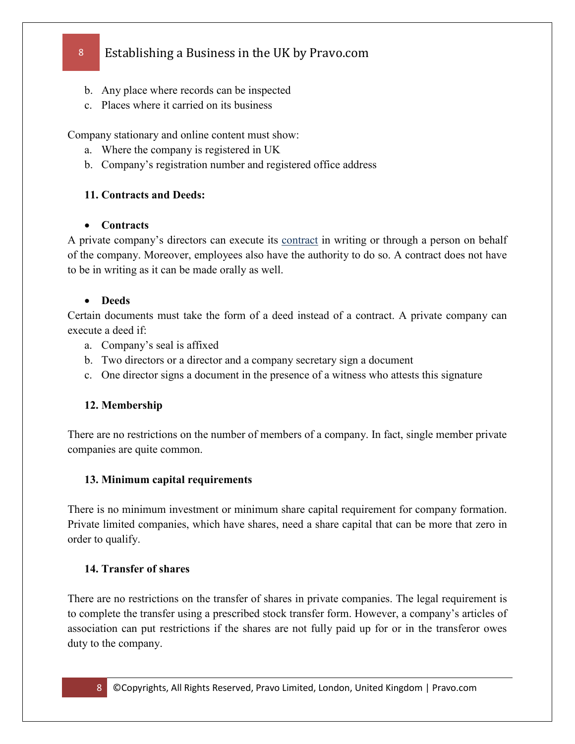b. Any place where records can be inspected
c. Places where it carried on its business

Company stationary and online content must show:

a. Where the company is registered in UK
b. Company's registration number and registered office address

**11. Contracts and Deeds:**

- **Contracts**

A private company's directors can execute its contract in writing or through a person on behalf of the company. Moreover, employees also have the authority to do so. A contract does not have to be in writing as it can be made orally as well.

- **Deeds**

Certain documents must take the form of a deed instead of a contract. A private company can execute a deed if:

a. Company's seal is affixed
b. Two directors or a director and a company secretary sign a document
c. One director signs a document in the presence of a witness who attests this signature

**12. Membership**

There are no restrictions on the number of members of a company. In fact, single member private companies are quite common.

**13. Minimum capital requirements**

There is no minimum investment or minimum share capital requirement for company formation. Private limited companies, which have shares, need a share capital that can be more that zero in order to qualify.

**14. Transfer of shares**

There are no restrictions on the transfer of shares in private companies. The legal requirement is to complete the transfer using a prescribed stock transfer form. However, a company's articles of association can put restrictions if the shares are not fully paid up for or in the transferor owes duty to the company.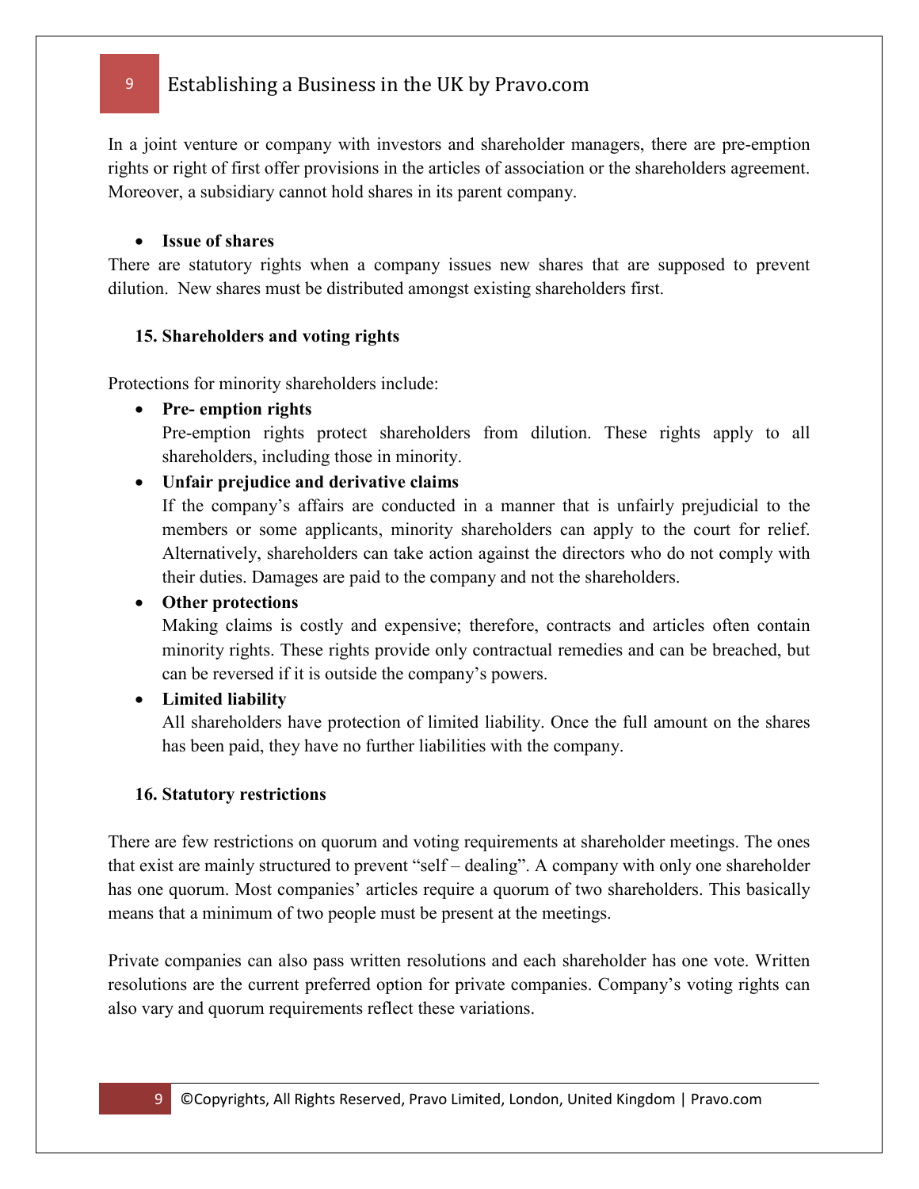In a joint venture or company with investors and shareholder managers, there are pre-emption rights or right of first offer provisions in the articles of association or the shareholders agreement. Moreover, a subsidiary cannot hold shares in its parent company.

- **Issue of shares**

There are statutory rights when a company issues new shares that are supposed to prevent dilution. New shares must be distributed amongst existing shareholders first.

## 15. Shareholders and voting rights

Protections for minority shareholders include:

- **Pre- emption rights**
  Pre-emption rights protect shareholders from dilution. These rights apply to all shareholders, including those in minority.
- **Unfair prejudice and derivative claims**
  If the company's affairs are conducted in a manner that is unfairly prejudicial to the members or some applicants, minority shareholders can apply to the court for relief. Alternatively, shareholders can take action against the directors who do not comply with their duties. Damages are paid to the company and not the shareholders.
- **Other protections**
  Making claims is costly and expensive; therefore, contracts and articles often contain minority rights. These rights provide only contractual remedies and can be breached, but can be reversed if it is outside the company's powers.
- **Limited liability**
  All shareholders have protection of limited liability. Once the full amount on the shares has been paid, they have no further liabilities with the company.

## 16. Statutory restrictions

There are few restrictions on quorum and voting requirements at shareholder meetings. The ones that exist are mainly structured to prevent "self – dealing". A company with only one shareholder has one quorum. Most companies' articles require a quorum of two shareholders. This basically means that a minimum of two people must be present at the meetings.

Private companies can also pass written resolutions and each shareholder has one vote. Written resolutions are the current preferred option for private companies. Company's voting rights can also vary and quorum requirements reflect these variations.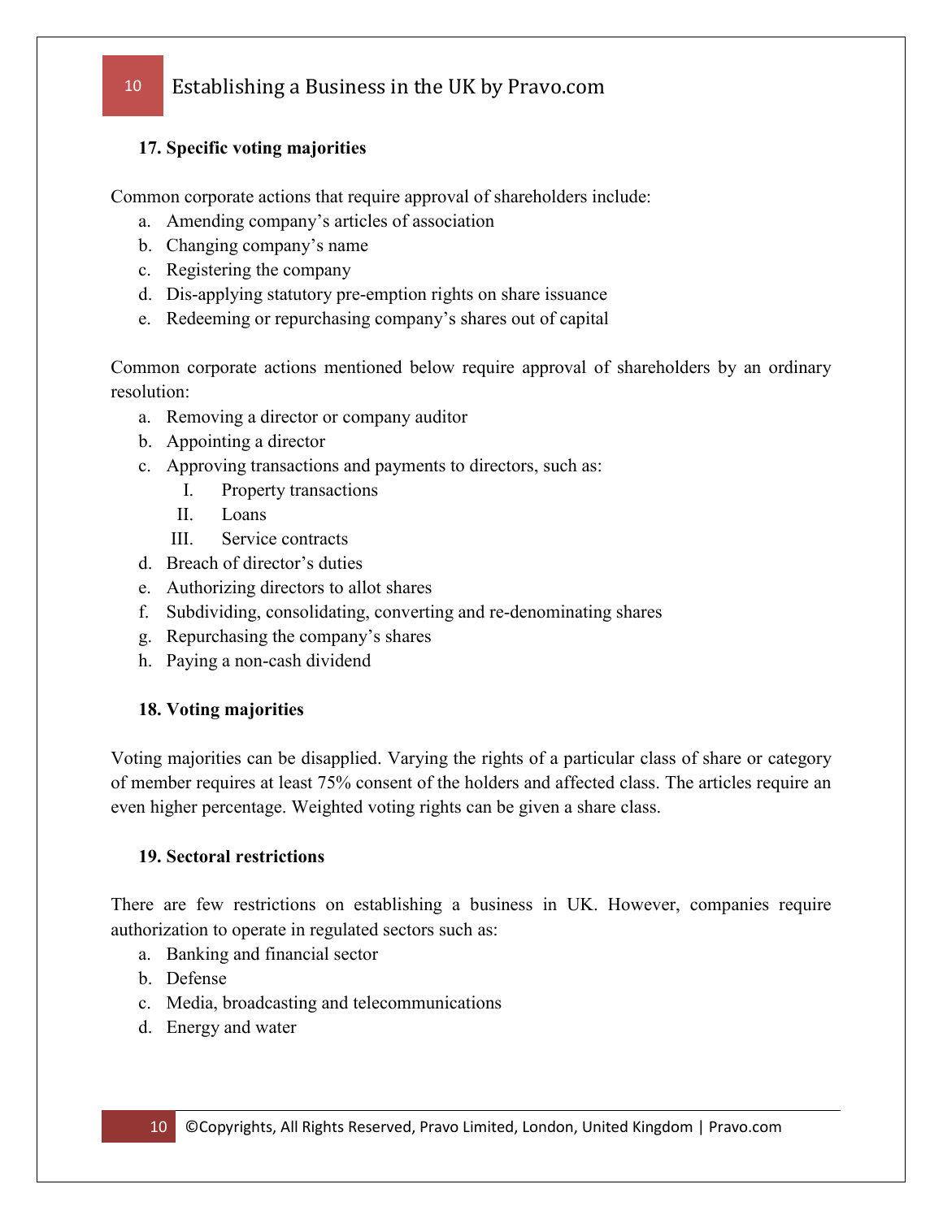**17. Specific voting majorities**

Common corporate actions that require approval of shareholders include:

a. Amending company's articles of association
b. Changing company's name
c. Registering the company
d. Dis-applying statutory pre-emption rights on share issuance
e. Redeeming or repurchasing company's shares out of capital

Common corporate actions mentioned below require approval of shareholders by an ordinary resolution:

a. Removing a director or company auditor
b. Appointing a director
c. Approving transactions and payments to directors, such as:
   I. Property transactions
   II. Loans
   III. Service contracts
d. Breach of director's duties
e. Authorizing directors to allot shares
f. Subdividing, consolidating, converting and re-denominating shares
g. Repurchasing the company's shares
h. Paying a non-cash dividend

**18. Voting majorities**

Voting majorities can be disapplied. Varying the rights of a particular class of share or category of member requires at least 75% consent of the holders and affected class. The articles require an even higher percentage. Weighted voting rights can be given a share class.

**19. Sectoral restrictions**

There are few restrictions on establishing a business in UK. However, companies require authorization to operate in regulated sectors such as:

a. Banking and financial sector
b. Defense
c. Media, broadcasting and telecommunications
d. Energy and water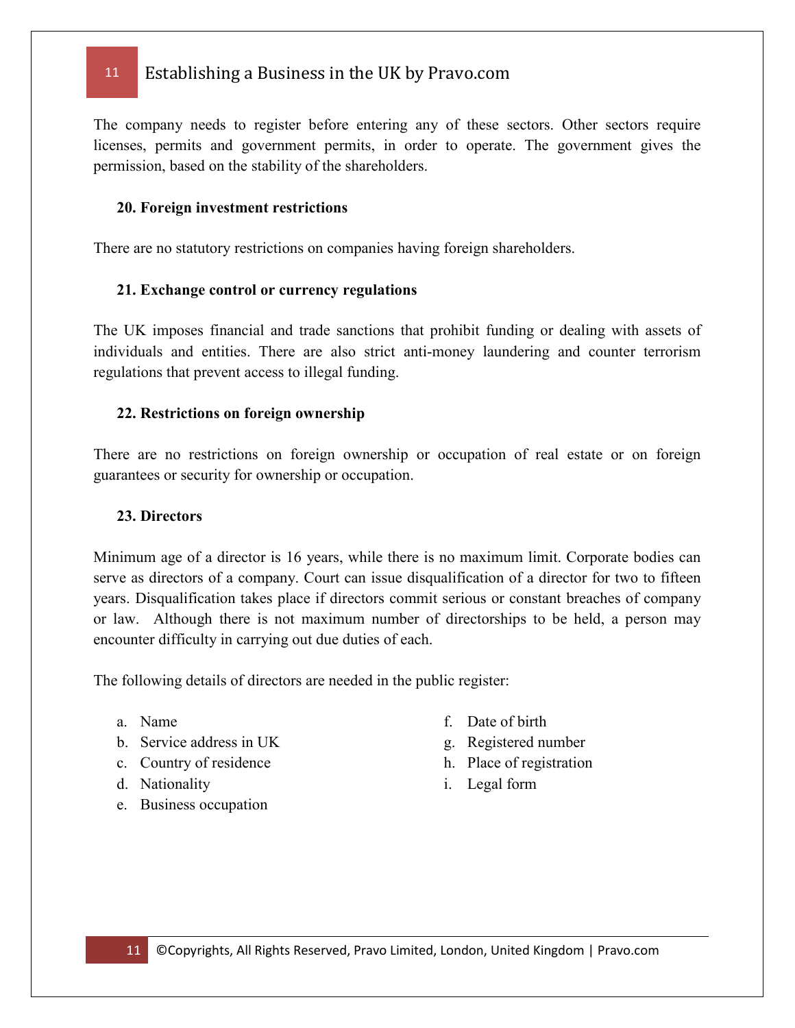The company needs to register before entering any of these sectors. Other sectors require licenses, permits and government permits, in order to operate. The government gives the permission, based on the stability of the shareholders.

### 20. Foreign investment restrictions

There are no statutory restrictions on companies having foreign shareholders.

### 21. Exchange control or currency regulations

The UK imposes financial and trade sanctions that prohibit funding or dealing with assets of individuals and entities. There are also strict anti-money laundering and counter terrorism regulations that prevent access to illegal funding.

### 22. Restrictions on foreign ownership

There are no restrictions on foreign ownership or occupation of real estate or on foreign guarantees or security for ownership or occupation.

### 23. Directors

Minimum age of a director is 16 years, while there is no maximum limit. Corporate bodies can serve as directors of a company. Court can issue disqualification of a director for two to fifteen years. Disqualification takes place if directors commit serious or constant breaches of company or law. Although there is not maximum number of directorships to be held, a person may encounter difficulty in carrying out due duties of each.

The following details of directors are needed in the public register:

a. Name
b. Service address in UK
c. Country of residence
d. Nationality
e. Business occupation
f. Date of birth
g. Registered number
h. Place of registration
i. Legal form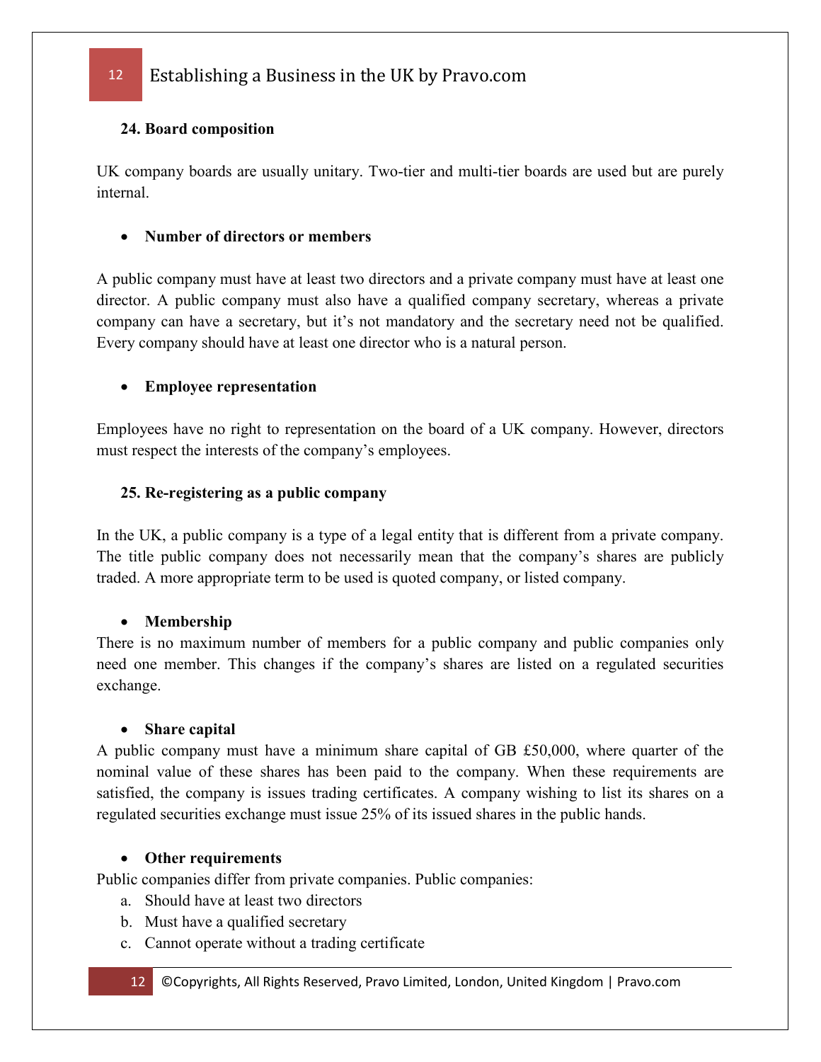### 24. Board composition

UK company boards are usually unitary. Two-tier and multi-tier boards are used but are purely internal.

- **Number of directors or members**

A public company must have at least two directors and a private company must have at least one director. A public company must also have a qualified company secretary, whereas a private company can have a secretary, but it's not mandatory and the secretary need not be qualified. Every company should have at least one director who is a natural person.

- **Employee representation**

Employees have no right to representation on the board of a UK company. However, directors must respect the interests of the company's employees.

### 25. Re-registering as a public company

In the UK, a public company is a type of a legal entity that is different from a private company. The title public company does not necessarily mean that the company's shares are publicly traded. A more appropriate term to be used is quoted company, or listed company.

- **Membership**

There is no maximum number of members for a public company and public companies only need one member. This changes if the company's shares are listed on a regulated securities exchange.

- **Share capital**

A public company must have a minimum share capital of GB £50,000, where quarter of the nominal value of these shares has been paid to the company. When these requirements are satisfied, the company is issues trading certificates. A company wishing to list its shares on a regulated securities exchange must issue 25% of its issued shares in the public hands.

- **Other requirements**

Public companies differ from private companies. Public companies:

a. Should have at least two directors
b. Must have a qualified secretary
c. Cannot operate without a trading certificate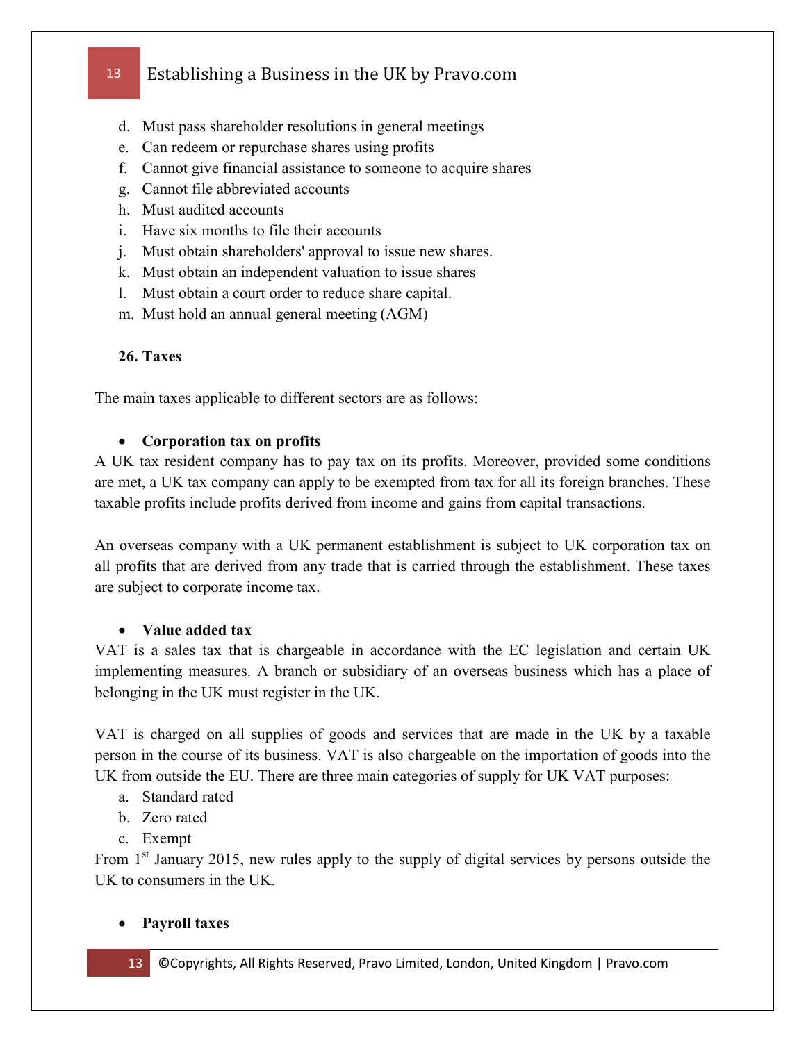d. Must pass shareholder resolutions in general meetings
e. Can redeem or repurchase shares using profits
f. Cannot give financial assistance to someone to acquire shares
g. Cannot file abbreviated accounts
h. Must audited accounts
i. Have six months to file their accounts
j. Must obtain shareholders' approval to issue new shares.
k. Must obtain an independent valuation to issue shares
l. Must obtain a court order to reduce share capital.
m. Must hold an annual general meeting (AGM)

**26. Taxes**

The main taxes applicable to different sectors are as follows:

- **Corporation tax on profits**

A UK tax resident company has to pay tax on its profits. Moreover, provided some conditions are met, a UK tax company can apply to be exempted from tax for all its foreign branches. These taxable profits include profits derived from income and gains from capital transactions.

An overseas company with a UK permanent establishment is subject to UK corporation tax on all profits that are derived from any trade that is carried through the establishment. These taxes are subject to corporate income tax.

- **Value added tax**

VAT is a sales tax that is chargeable in accordance with the EC legislation and certain UK implementing measures. A branch or subsidiary of an overseas business which has a place of belonging in the UK must register in the UK.

VAT is charged on all supplies of goods and services that are made in the UK by a taxable person in the course of its business. VAT is also chargeable on the importation of goods into the UK from outside the EU. There are three main categories of supply for UK VAT purposes:

a. Standard rated
b. Zero rated
c. Exempt

From 1st January 2015, new rules apply to the supply of digital services by persons outside the UK to consumers in the UK.

- **Payroll taxes**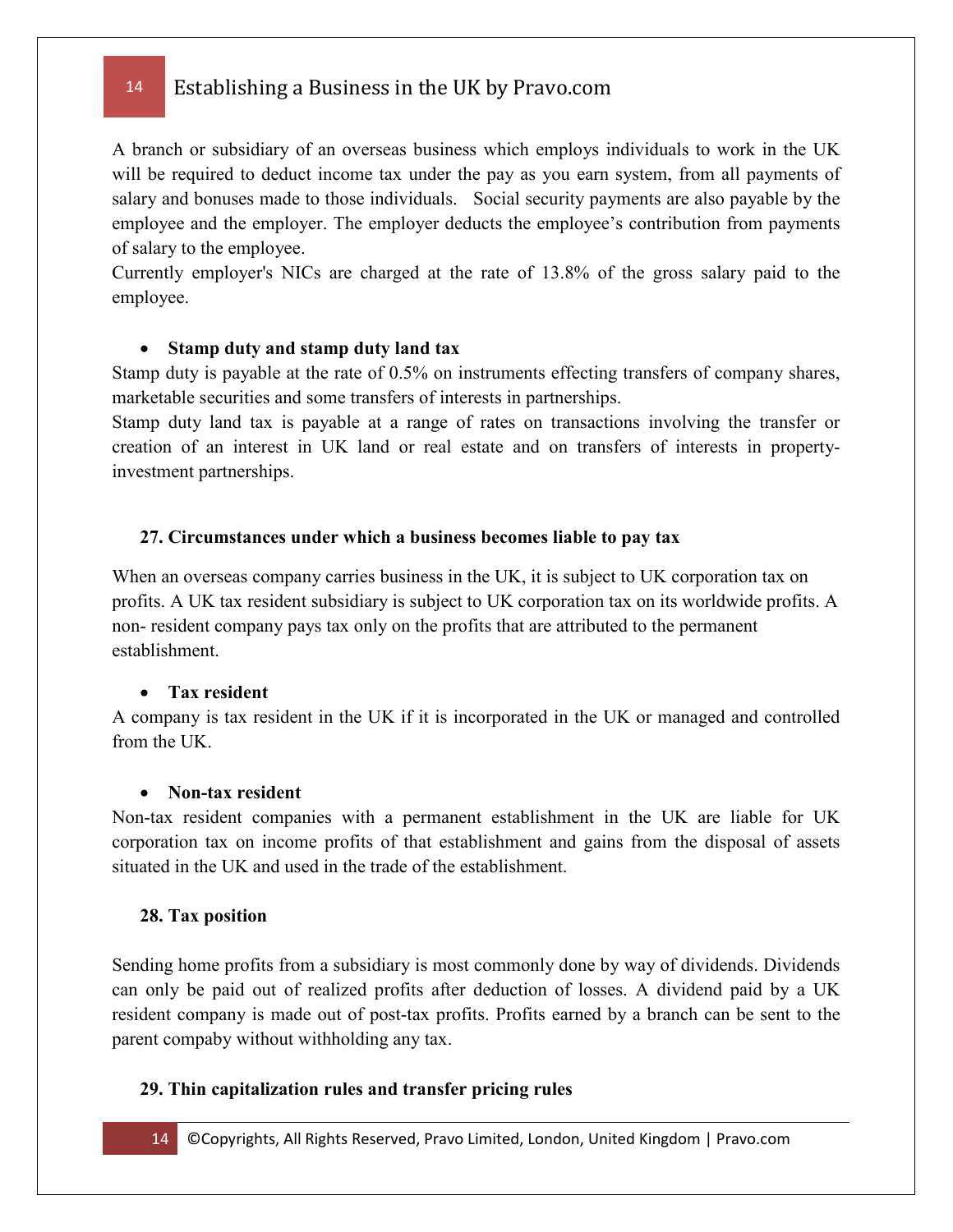A branch or subsidiary of an overseas business which employs individuals to work in the UK will be required to deduct income tax under the pay as you earn system, from all payments of salary and bonuses made to those individuals. Social security payments are also payable by the employee and the employer. The employer deducts the employee's contribution from payments of salary to the employee.
Currently employer's NICs are charged at the rate of 13.8% of the gross salary paid to the employee.

- **Stamp duty and stamp duty land tax**

Stamp duty is payable at the rate of 0.5% on instruments effecting transfers of company shares, marketable securities and some transfers of interests in partnerships.
Stamp duty land tax is payable at a range of rates on transactions involving the transfer or creation of an interest in UK land or real estate and on transfers of interests in property-investment partnerships.

## 27. Circumstances under which a business becomes liable to pay tax

When an overseas company carries business in the UK, it is subject to UK corporation tax on profits. A UK tax resident subsidiary is subject to UK corporation tax on its worldwide profits. A non- resident company pays tax only on the profits that are attributed to the permanent establishment.

- **Tax resident**

A company is tax resident in the UK if it is incorporated in the UK or managed and controlled from the UK.

- **Non-tax resident**

Non-tax resident companies with a permanent establishment in the UK are liable for UK corporation tax on income profits of that establishment and gains from the disposal of assets situated in the UK and used in the trade of the establishment.

## 28. Tax position

Sending home profits from a subsidiary is most commonly done by way of dividends. Dividends can only be paid out of realized profits after deduction of losses. A dividend paid by a UK resident company is made out of post-tax profits. Profits earned by a branch can be sent to the parent compaby without withholding any tax.

## 29. Thin capitalization rules and transfer pricing rules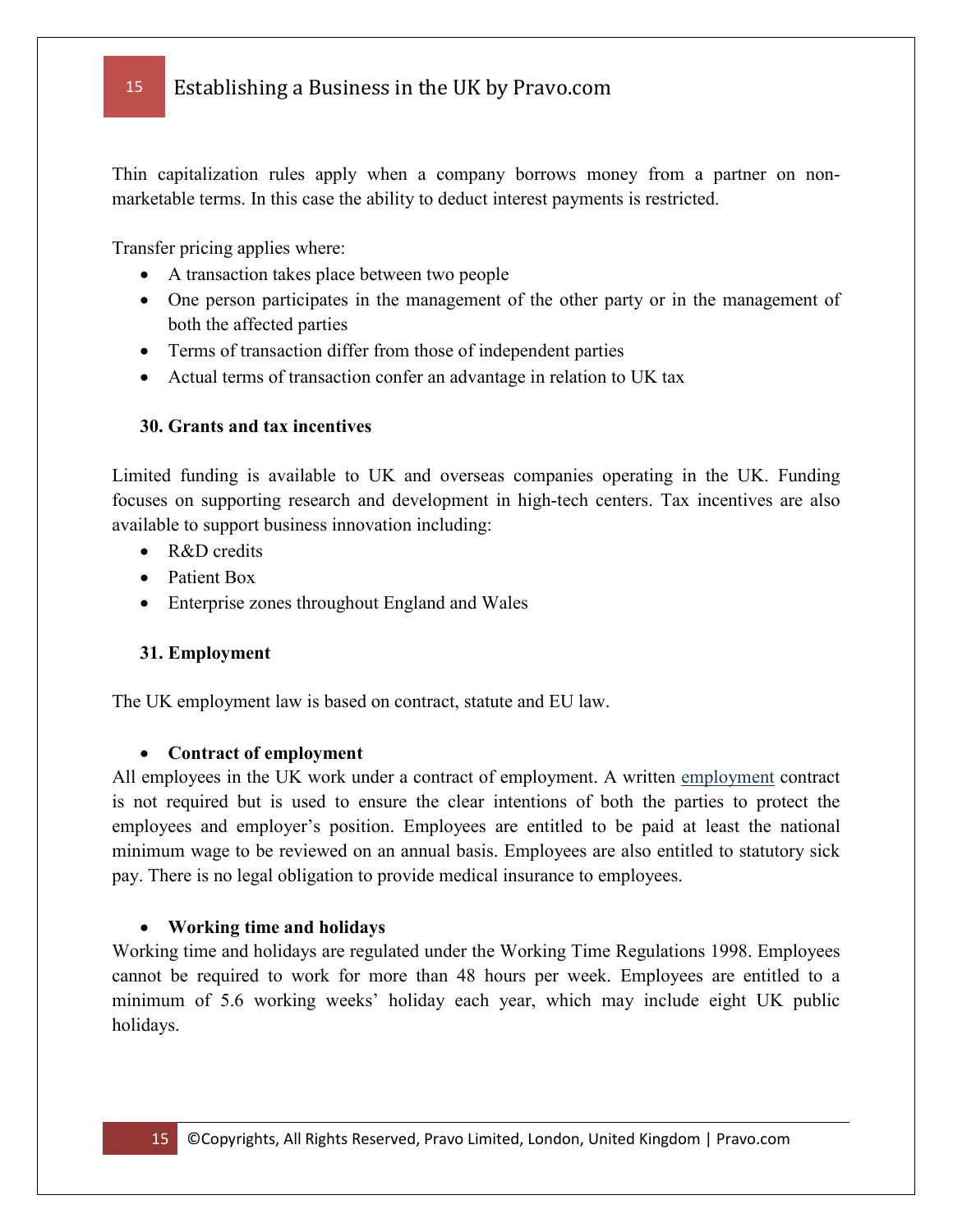Thin capitalization rules apply when a company borrows money from a partner on non-marketable terms. In this case the ability to deduct interest payments is restricted.

Transfer pricing applies where:

- A transaction takes place between two people
- One person participates in the management of the other party or in the management of both the affected parties
- Terms of transaction differ from those of independent parties
- Actual terms of transaction confer an advantage in relation to UK tax

## 30. Grants and tax incentives

Limited funding is available to UK and overseas companies operating in the UK. Funding focuses on supporting research and development in high-tech centers. Tax incentives are also available to support business innovation including:

- R&D credits
- Patient Box
- Enterprise zones throughout England and Wales

## 31. Employment

The UK employment law is based on contract, statute and EU law.

- **Contract of employment**

All employees in the UK work under a contract of employment. A written employment contract is not required but is used to ensure the clear intentions of both the parties to protect the employees and employer's position. Employees are entitled to be paid at least the national minimum wage to be reviewed on an annual basis. Employees are also entitled to statutory sick pay. There is no legal obligation to provide medical insurance to employees.

- **Working time and holidays**

Working time and holidays are regulated under the Working Time Regulations 1998. Employees cannot be required to work for more than 48 hours per week. Employees are entitled to a minimum of 5.6 working weeks' holiday each year, which may include eight UK public holidays.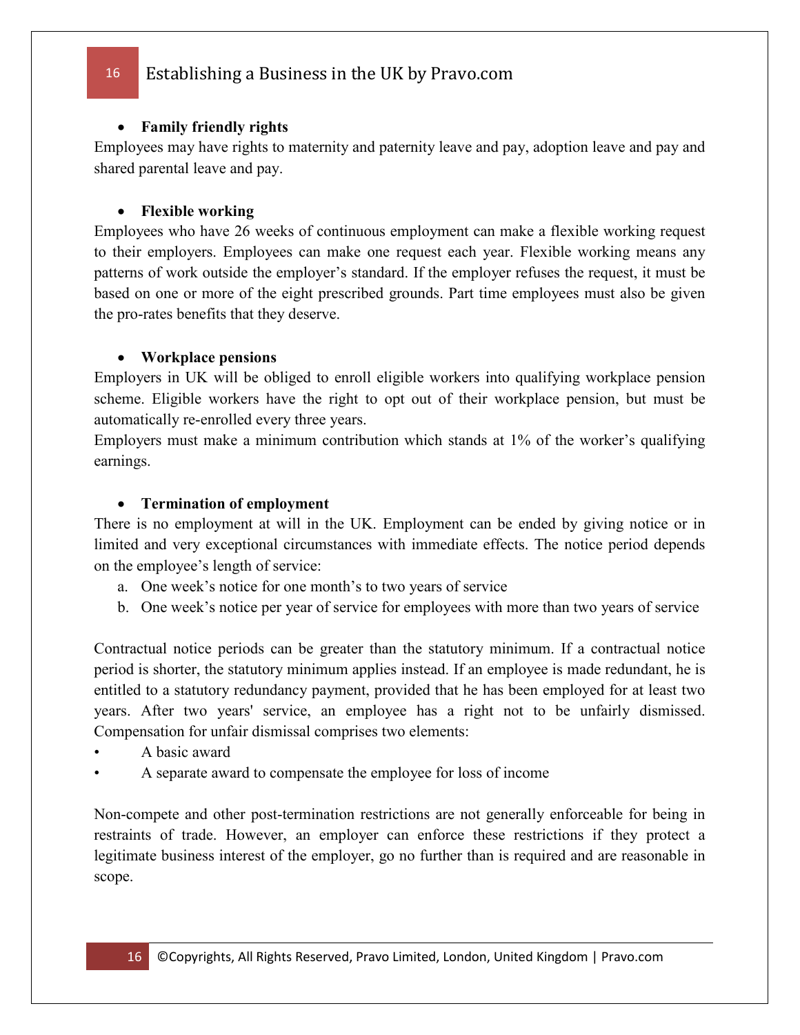- **Family friendly rights**

Employees may have rights to maternity and paternity leave and pay, adoption leave and pay and shared parental leave and pay.

- **Flexible working**

Employees who have 26 weeks of continuous employment can make a flexible working request to their employers. Employees can make one request each year. Flexible working means any patterns of work outside the employer's standard. If the employer refuses the request, it must be based on one or more of the eight prescribed grounds. Part time employees must also be given the pro-rates benefits that they deserve.

- **Workplace pensions**

Employers in UK will be obliged to enroll eligible workers into qualifying workplace pension scheme. Eligible workers have the right to opt out of their workplace pension, but must be automatically re-enrolled every three years.

Employers must make a minimum contribution which stands at 1% of the worker's qualifying earnings.

- **Termination of employment**

There is no employment at will in the UK. Employment can be ended by giving notice or in limited and very exceptional circumstances with immediate effects. The notice period depends on the employee's length of service:

a. One week's notice for one month's to two years of service
b. One week's notice per year of service for employees with more than two years of service

Contractual notice periods can be greater than the statutory minimum. If a contractual notice period is shorter, the statutory minimum applies instead. If an employee is made redundant, he is entitled to a statutory redundancy payment, provided that he has been employed for at least two years. After two years' service, an employee has a right not to be unfairly dismissed. Compensation for unfair dismissal comprises two elements:

- A basic award
- A separate award to compensate the employee for loss of income

Non-compete and other post-termination restrictions are not generally enforceable for being in restraints of trade. However, an employer can enforce these restrictions if they protect a legitimate business interest of the employer, go no further than is required and are reasonable in scope.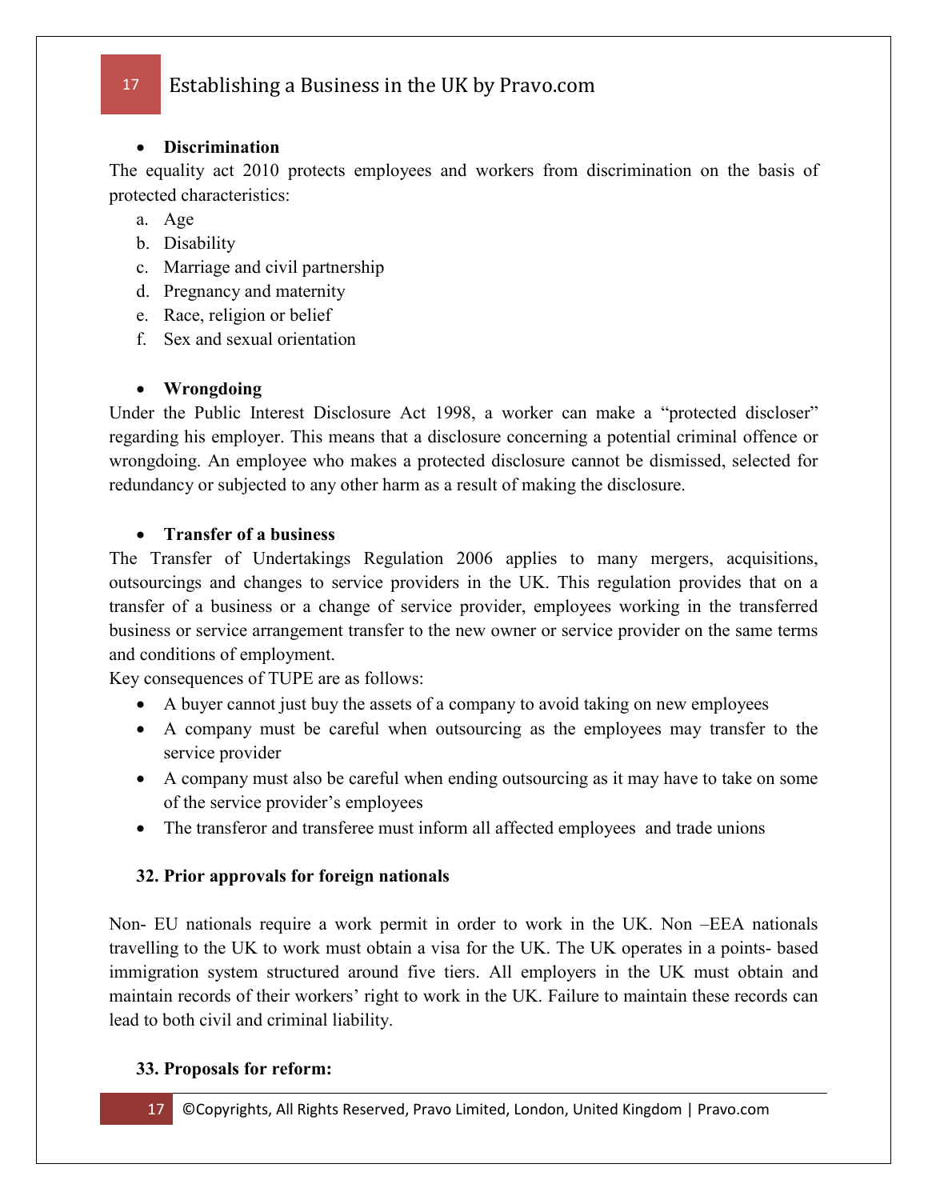- **Discrimination**

The equality act 2010 protects employees and workers from discrimination on the basis of protected characteristics:

a. Age
b. Disability
c. Marriage and civil partnership
d. Pregnancy and maternity
e. Race, religion or belief
f. Sex and sexual orientation

- **Wrongdoing**

Under the Public Interest Disclosure Act 1998, a worker can make a "protected discloser" regarding his employer. This means that a disclosure concerning a potential criminal offence or wrongdoing. An employee who makes a protected disclosure cannot be dismissed, selected for redundancy or subjected to any other harm as a result of making the disclosure.

- **Transfer of a business**

The Transfer of Undertakings Regulation 2006 applies to many mergers, acquisitions, outsourcings and changes to service providers in the UK. This regulation provides that on a transfer of a business or a change of service provider, employees working in the transferred business or service arrangement transfer to the new owner or service provider on the same terms and conditions of employment.

Key consequences of TUPE are as follows:

- A buyer cannot just buy the assets of a company to avoid taking on new employees
- A company must be careful when outsourcing as the employees may transfer to the service provider
- A company must also be careful when ending outsourcing as it may have to take on some of the service provider's employees
- The transferor and transferee must inform all affected employees and trade unions

**32. Prior approvals for foreign nationals**

Non- EU nationals require a work permit in order to work in the UK. Non –EEA nationals travelling to the UK to work must obtain a visa for the UK. The UK operates in a points- based immigration system structured around five tiers. All employers in the UK must obtain and maintain records of their workers' right to work in the UK. Failure to maintain these records can lead to both civil and criminal liability.

**33. Proposals for reform:**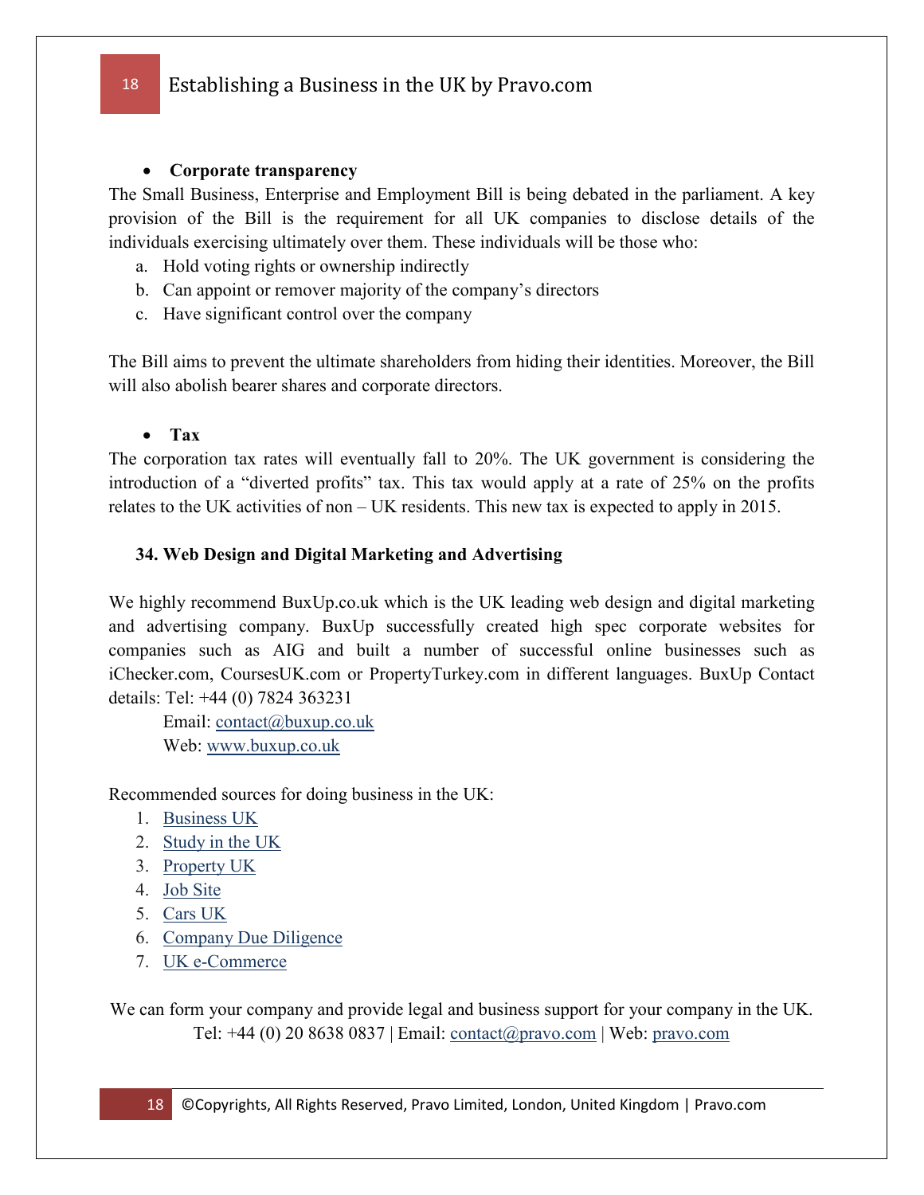- **Corporate transparency**

The Small Business, Enterprise and Employment Bill is being debated in the parliament. A key provision of the Bill is the requirement for all UK companies to disclose details of the individuals exercising ultimately over them. These individuals will be those who:

a. Hold voting rights or ownership indirectly
b. Can appoint or remover majority of the company's directors
c. Have significant control over the company

The Bill aims to prevent the ultimate shareholders from hiding their identities. Moreover, the Bill will also abolish bearer shares and corporate directors.

- **Tax**

The corporation tax rates will eventually fall to 20%. The UK government is considering the introduction of a "diverted profits" tax. This tax would apply at a rate of 25% on the profits relates to the UK activities of non – UK residents. This new tax is expected to apply in 2015.

**34. Web Design and Digital Marketing and Advertising**

We highly recommend BuxUp.co.uk which is the UK leading web design and digital marketing and advertising company. BuxUp successfully created high spec corporate websites for companies such as AIG and built a number of successful online businesses such as iChecker.com, CoursesUK.com or PropertyTurkey.com in different languages. BuxUp Contact details: Tel: +44 (0) 7824 363231

Email: contact@buxup.co.uk
Web: www.buxup.co.uk

Recommended sources for doing business in the UK:

1. Business UK
2. Study in the UK
3. Property UK
4. Job Site
5. Cars UK
6. Company Due Diligence
7. UK e-Commerce

We can form your company and provide legal and business support for your company in the UK.
Tel: +44 (0) 20 8638 0837 | Email: contact@pravo.com | Web: pravo.com